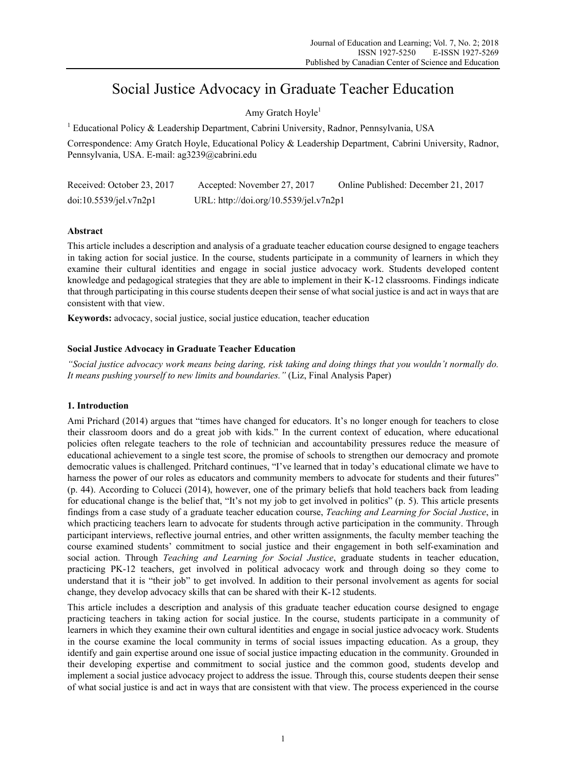# Social Justice Advocacy in Graduate Teacher Education

Amy Gratch Hoyle[1]

[1] Educational Policy & Leadership Department, Cabrini University, Radnor, Pennsylvania, USA

Correspondence: Amy Gratch Hoyle, Educational Policy & Leadership Department, Cabrini University, Radnor, Pennsylvania, USA. E-mail: ag3239@cabrini.edu

Received: October 23, 2017    Accepted: November 27, 2017    Online Published: December 21, 2017

doi:10.5539/jel.v7n2p1    URL: http://doi.org/10.5539/jel.v7n2p1

## Abstract

This article includes a description and analysis of a graduate teacher education course designed to engage teachers in taking action for social justice. In the course, students participate in a community of learners in which they examine their cultural identities and engage in social justice advocacy work. Students developed content knowledge and pedagogical strategies that they are able to implement in their K-12 classrooms. Findings indicate that through participating in this course students deepen their sense of what social justice is and act in ways that are consistent with that view.

**Keywords:** advocacy, social justice, social justice education, teacher education

### Social Justice Advocacy in Graduate Teacher Education

*"Social justice advocacy work means being daring, risk taking and doing things that you wouldn't normally do. It means pushing yourself to new limits and boundaries."* (Liz, Final Analysis Paper)

## 1. Introduction

Ami Prichard (2014) argues that "times have changed for educators. It's no longer enough for teachers to close their classroom doors and do a great job with kids." In the current context of education, where educational policies often relegate teachers to the role of technician and accountability pressures reduce the measure of educational achievement to a single test score, the promise of schools to strengthen our democracy and promote democratic values is challenged. Pritchard continues, "I've learned that in today's educational climate we have to harness the power of our roles as educators and community members to advocate for students and their futures" (p. 44). According to Colucci (2014), however, one of the primary beliefs that hold teachers back from leading for educational change is the belief that, "It's not my job to get involved in politics" (p. 5). This article presents findings from a case study of a graduate teacher education course, *Teaching and Learning for Social Justice*, in which practicing teachers learn to advocate for students through active participation in the community. Through participant interviews, reflective journal entries, and other written assignments, the faculty member teaching the course examined students' commitment to social justice and their engagement in both self-examination and social action. Through *Teaching and Learning for Social Justice*, graduate students in teacher education, practicing PK-12 teachers, get involved in political advocacy work and through doing so they come to understand that it is "their job" to get involved. In addition to their personal involvement as agents for social change, they develop advocacy skills that can be shared with their K-12 students.

This article includes a description and analysis of this graduate teacher education course designed to engage practicing teachers in taking action for social justice. In the course, students participate in a community of learners in which they examine their own cultural identities and engage in social justice advocacy work. Students in the course examine the local community in terms of social issues impacting education. As a group, they identify and gain expertise around one issue of social justice impacting education in the community. Grounded in their developing expertise and commitment to social justice and the common good, students develop and implement a social justice advocacy project to address the issue. Through this, course students deepen their sense of what social justice is and act in ways that are consistent with that view. The process experienced in the course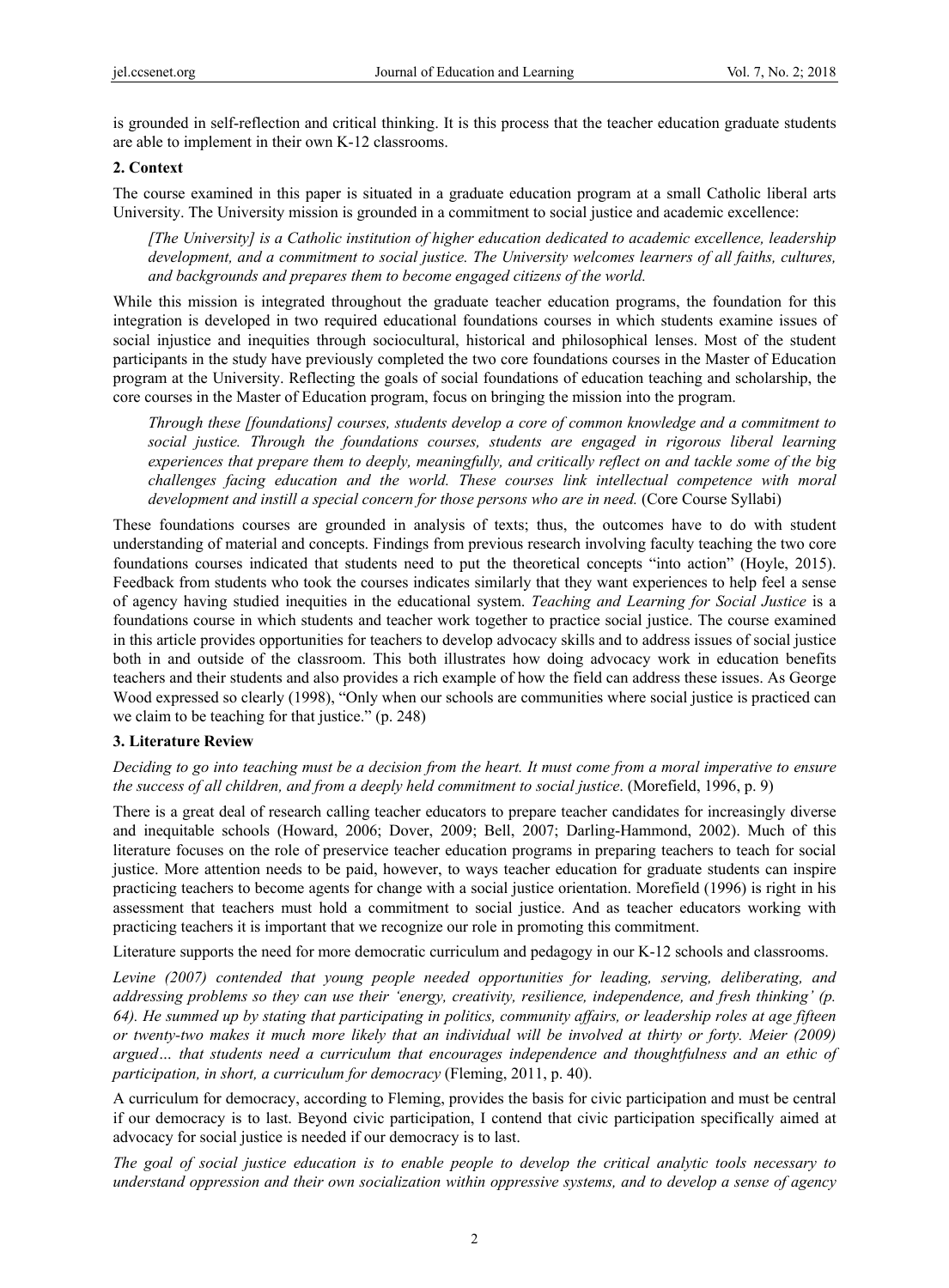is grounded in self-reflection and critical thinking. It is this process that the teacher education graduate students are able to implement in their own K-12 classrooms.

## 2. Context

The course examined in this paper is situated in a graduate education program at a small Catholic liberal arts University. The University mission is grounded in a commitment to social justice and academic excellence:

> *[The University] is a Catholic institution of higher education dedicated to academic excellence, leadership development, and a commitment to social justice. The University welcomes learners of all faiths, cultures, and backgrounds and prepares them to become engaged citizens of the world.*

While this mission is integrated throughout the graduate teacher education programs, the foundation for this integration is developed in two required educational foundations courses in which students examine issues of social injustice and inequities through sociocultural, historical and philosophical lenses. Most of the student participants in the study have previously completed the two core foundations courses in the Master of Education program at the University. Reflecting the goals of social foundations of education teaching and scholarship, the core courses in the Master of Education program, focus on bringing the mission into the program.

> *Through these [foundations] courses, students develop a core of common knowledge and a commitment to social justice. Through the foundations courses, students are engaged in rigorous liberal learning experiences that prepare them to deeply, meaningfully, and critically reflect on and tackle some of the big challenges facing education and the world. These courses link intellectual competence with moral development and instill a special concern for those persons who are in need.* (Core Course Syllabi)

These foundations courses are grounded in analysis of texts; thus, the outcomes have to do with student understanding of material and concepts. Findings from previous research involving faculty teaching the two core foundations courses indicated that students need to put the theoretical concepts "into action" (Hoyle, 2015). Feedback from students who took the courses indicates similarly that they want experiences to help feel a sense of agency having studied inequities in the educational system. *Teaching and Learning for Social Justice* is a foundations course in which students and teacher work together to practice social justice. The course examined in this article provides opportunities for teachers to develop advocacy skills and to address issues of social justice both in and outside of the classroom. This both illustrates how doing advocacy work in education benefits teachers and their students and also provides a rich example of how the field can address these issues. As George Wood expressed so clearly (1998), "Only when our schools are communities where social justice is practiced can we claim to be teaching for that justice." (p. 248)

## 3. Literature Review

*Deciding to go into teaching must be a decision from the heart. It must come from a moral imperative to ensure the success of all children, and from a deeply held commitment to social justice*. (Morefield, 1996, p. 9)

There is a great deal of research calling teacher educators to prepare teacher candidates for increasingly diverse and inequitable schools (Howard, 2006; Dover, 2009; Bell, 2007; Darling-Hammond, 2002). Much of this literature focuses on the role of preservice teacher education programs in preparing teachers to teach for social justice. More attention needs to be paid, however, to ways teacher education for graduate students can inspire practicing teachers to become agents for change with a social justice orientation. Morefield (1996) is right in his assessment that teachers must hold a commitment to social justice. And as teacher educators working with practicing teachers it is important that we recognize our role in promoting this commitment.

Literature supports the need for more democratic curriculum and pedagogy in our K-12 schools and classrooms.

> *Levine (2007) contended that young people needed opportunities for leading, serving, deliberating, and addressing problems so they can use their 'energy, creativity, resilience, independence, and fresh thinking' (p. 64). He summed up by stating that participating in politics, community affairs, or leadership roles at age fifteen or twenty-two makes it much more likely that an individual will be involved at thirty or forty. Meier (2009) argued… that students need a curriculum that encourages independence and thoughtfulness and an ethic of participation, in short, a curriculum for democracy* (Fleming, 2011, p. 40).

A curriculum for democracy, according to Fleming, provides the basis for civic participation and must be central if our democracy is to last. Beyond civic participation, I contend that civic participation specifically aimed at advocacy for social justice is needed if our democracy is to last.

> *The goal of social justice education is to enable people to develop the critical analytic tools necessary to understand oppression and their own socialization within oppressive systems, and to develop a sense of agency*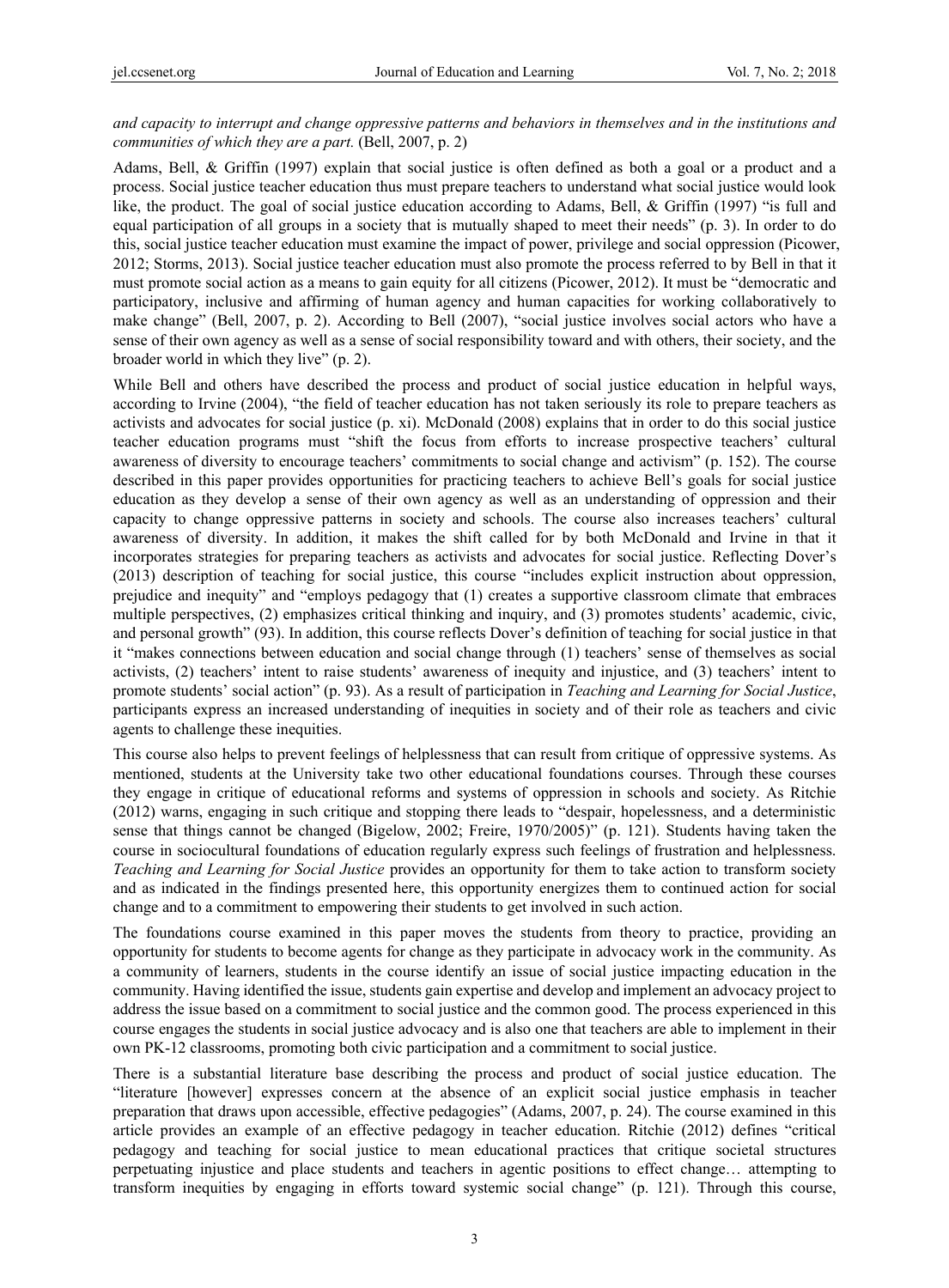*and capacity to interrupt and change oppressive patterns and behaviors in themselves and in the institutions and communities of which they are a part.* (Bell, 2007, p. 2)

Adams, Bell, & Griffin (1997) explain that social justice is often defined as both a goal or a product and a process. Social justice teacher education thus must prepare teachers to understand what social justice would look like, the product. The goal of social justice education according to Adams, Bell, & Griffin (1997) "is full and equal participation of all groups in a society that is mutually shaped to meet their needs" (p. 3). In order to do this, social justice teacher education must examine the impact of power, privilege and social oppression (Picower, 2012; Storms, 2013). Social justice teacher education must also promote the process referred to by Bell in that it must promote social action as a means to gain equity for all citizens (Picower, 2012). It must be "democratic and participatory, inclusive and affirming of human agency and human capacities for working collaboratively to make change" (Bell, 2007, p. 2). According to Bell (2007), "social justice involves social actors who have a sense of their own agency as well as a sense of social responsibility toward and with others, their society, and the broader world in which they live" (p. 2).

While Bell and others have described the process and product of social justice education in helpful ways, according to Irvine (2004), "the field of teacher education has not taken seriously its role to prepare teachers as activists and advocates for social justice (p. xi). McDonald (2008) explains that in order to do this social justice teacher education programs must "shift the focus from efforts to increase prospective teachers' cultural awareness of diversity to encourage teachers' commitments to social change and activism" (p. 152). The course described in this paper provides opportunities for practicing teachers to achieve Bell's goals for social justice education as they develop a sense of their own agency as well as an understanding of oppression and their capacity to change oppressive patterns in society and schools. The course also increases teachers' cultural awareness of diversity. In addition, it makes the shift called for by both McDonald and Irvine in that it incorporates strategies for preparing teachers as activists and advocates for social justice. Reflecting Dover's (2013) description of teaching for social justice, this course "includes explicit instruction about oppression, prejudice and inequity" and "employs pedagogy that (1) creates a supportive classroom climate that embraces multiple perspectives, (2) emphasizes critical thinking and inquiry, and (3) promotes students' academic, civic, and personal growth" (93). In addition, this course reflects Dover's definition of teaching for social justice in that it "makes connections between education and social change through (1) teachers' sense of themselves as social activists, (2) teachers' intent to raise students' awareness of inequity and injustice, and (3) teachers' intent to promote students' social action" (p. 93). As a result of participation in *Teaching and Learning for Social Justice*, participants express an increased understanding of inequities in society and of their role as teachers and civic agents to challenge these inequities.

This course also helps to prevent feelings of helplessness that can result from critique of oppressive systems. As mentioned, students at the University take two other educational foundations courses. Through these courses they engage in critique of educational reforms and systems of oppression in schools and society. As Ritchie (2012) warns, engaging in such critique and stopping there leads to "despair, hopelessness, and a deterministic sense that things cannot be changed (Bigelow, 2002; Freire, 1970/2005)" (p. 121). Students having taken the course in sociocultural foundations of education regularly express such feelings of frustration and helplessness. *Teaching and Learning for Social Justice* provides an opportunity for them to take action to transform society and as indicated in the findings presented here, this opportunity energizes them to continued action for social change and to a commitment to empowering their students to get involved in such action.

The foundations course examined in this paper moves the students from theory to practice, providing an opportunity for students to become agents for change as they participate in advocacy work in the community. As a community of learners, students in the course identify an issue of social justice impacting education in the community. Having identified the issue, students gain expertise and develop and implement an advocacy project to address the issue based on a commitment to social justice and the common good. The process experienced in this course engages the students in social justice advocacy and is also one that teachers are able to implement in their own PK-12 classrooms, promoting both civic participation and a commitment to social justice.

There is a substantial literature base describing the process and product of social justice education. The "literature [however] expresses concern at the absence of an explicit social justice emphasis in teacher preparation that draws upon accessible, effective pedagogies" (Adams, 2007, p. 24). The course examined in this article provides an example of an effective pedagogy in teacher education. Ritchie (2012) defines "critical pedagogy and teaching for social justice to mean educational practices that critique societal structures perpetuating injustice and place students and teachers in agentic positions to effect change… attempting to transform inequities by engaging in efforts toward systemic social change" (p. 121). Through this course,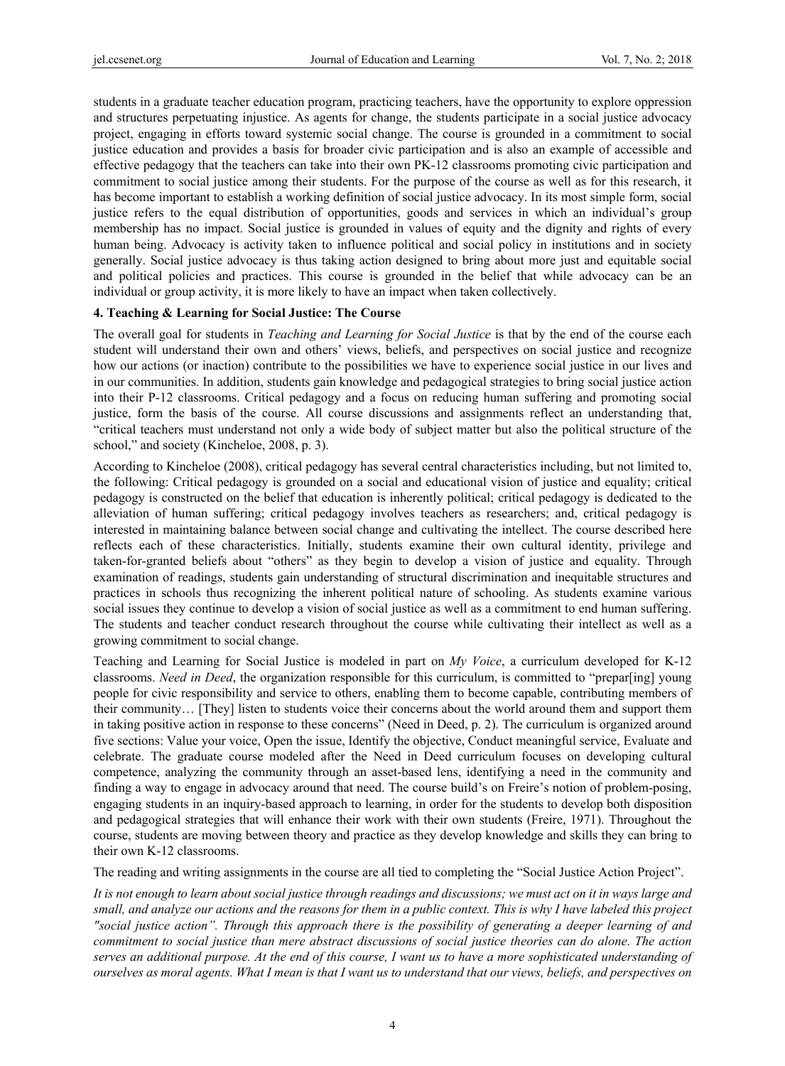students in a graduate teacher education program, practicing teachers, have the opportunity to explore oppression and structures perpetuating injustice. As agents for change, the students participate in a social justice advocacy project, engaging in efforts toward systemic social change. The course is grounded in a commitment to social justice education and provides a basis for broader civic participation and is also an example of accessible and effective pedagogy that the teachers can take into their own PK-12 classrooms promoting civic participation and commitment to social justice among their students. For the purpose of the course as well as for this research, it has become important to establish a working definition of social justice advocacy. In its most simple form, social justice refers to the equal distribution of opportunities, goods and services in which an individual's group membership has no impact. Social justice is grounded in values of equity and the dignity and rights of every human being. Advocacy is activity taken to influence political and social policy in institutions and in society generally. Social justice advocacy is thus taking action designed to bring about more just and equitable social and political policies and practices. This course is grounded in the belief that while advocacy can be an individual or group activity, it is more likely to have an impact when taken collectively.

## 4. Teaching & Learning for Social Justice: The Course

The overall goal for students in *Teaching and Learning for Social Justice* is that by the end of the course each student will understand their own and others' views, beliefs, and perspectives on social justice and recognize how our actions (or inaction) contribute to the possibilities we have to experience social justice in our lives and in our communities. In addition, students gain knowledge and pedagogical strategies to bring social justice action into their P-12 classrooms. Critical pedagogy and a focus on reducing human suffering and promoting social justice, form the basis of the course. All course discussions and assignments reflect an understanding that, "critical teachers must understand not only a wide body of subject matter but also the political structure of the school," and society (Kincheloe, 2008, p. 3).

According to Kincheloe (2008), critical pedagogy has several central characteristics including, but not limited to, the following: Critical pedagogy is grounded on a social and educational vision of justice and equality; critical pedagogy is constructed on the belief that education is inherently political; critical pedagogy is dedicated to the alleviation of human suffering; critical pedagogy involves teachers as researchers; and, critical pedagogy is interested in maintaining balance between social change and cultivating the intellect. The course described here reflects each of these characteristics. Initially, students examine their own cultural identity, privilege and taken-for-granted beliefs about "others" as they begin to develop a vision of justice and equality. Through examination of readings, students gain understanding of structural discrimination and inequitable structures and practices in schools thus recognizing the inherent political nature of schooling. As students examine various social issues they continue to develop a vision of social justice as well as a commitment to end human suffering. The students and teacher conduct research throughout the course while cultivating their intellect as well as a growing commitment to social change.

Teaching and Learning for Social Justice is modeled in part on *My Voice*, a curriculum developed for K-12 classrooms. *Need in Deed*, the organization responsible for this curriculum, is committed to "prepar[ing] young people for civic responsibility and service to others, enabling them to become capable, contributing members of their community… [They] listen to students voice their concerns about the world around them and support them in taking positive action in response to these concerns" (Need in Deed, p. 2). The curriculum is organized around five sections: Value your voice, Open the issue, Identify the objective, Conduct meaningful service, Evaluate and celebrate. The graduate course modeled after the Need in Deed curriculum focuses on developing cultural competence, analyzing the community through an asset-based lens, identifying a need in the community and finding a way to engage in advocacy around that need. The course build's on Freire's notion of problem-posing, engaging students in an inquiry-based approach to learning, in order for the students to develop both disposition and pedagogical strategies that will enhance their work with their own students (Freire, 1971). Throughout the course, students are moving between theory and practice as they develop knowledge and skills they can bring to their own K-12 classrooms.

The reading and writing assignments in the course are all tied to completing the "Social Justice Action Project".

*It is not enough to learn about social justice through readings and discussions; we must act on it in ways large and small, and analyze our actions and the reasons for them in a public context. This is why I have labeled this project "social justice action". Through this approach there is the possibility of generating a deeper learning of and commitment to social justice than mere abstract discussions of social justice theories can do alone. The action serves an additional purpose. At the end of this course, I want us to have a more sophisticated understanding of ourselves as moral agents. What I mean is that I want us to understand that our views, beliefs, and perspectives on*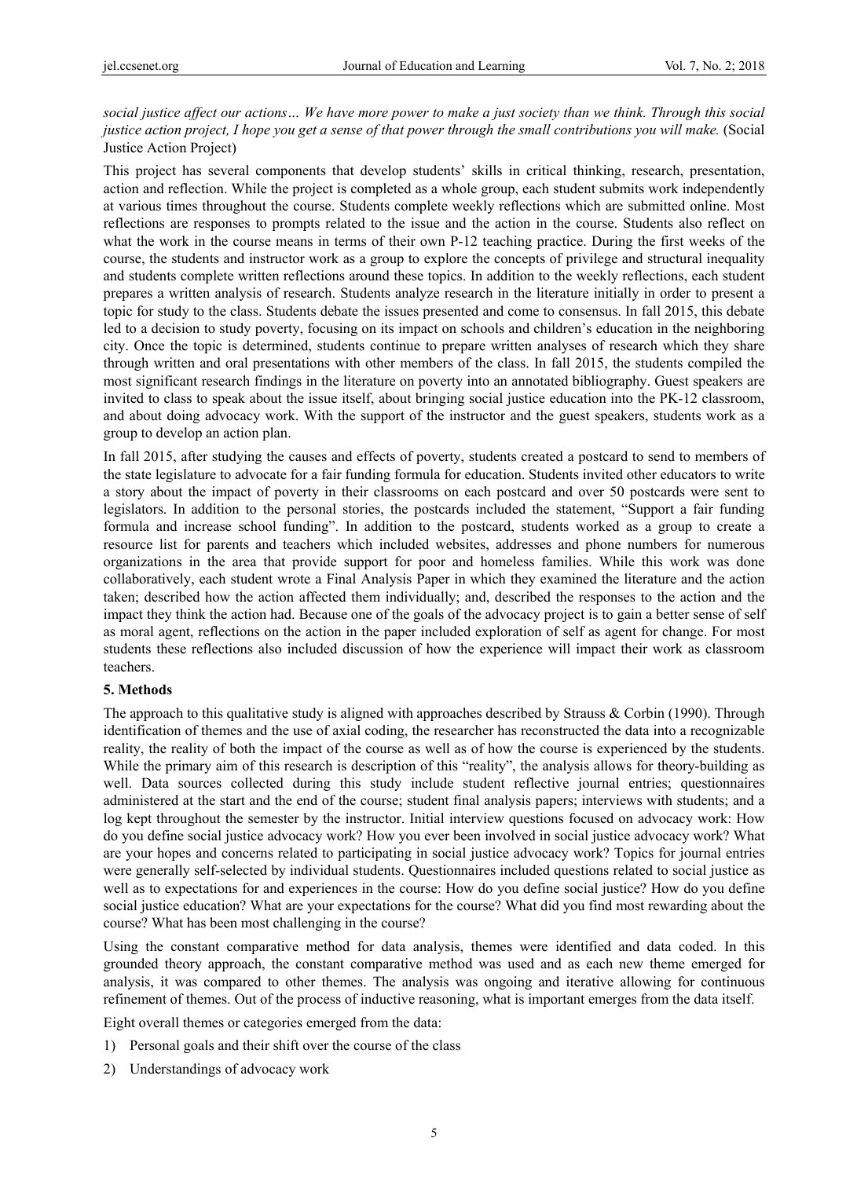*social justice affect our actions… We have more power to make a just society than we think. Through this social justice action project, I hope you get a sense of that power through the small contributions you will make.* (Social Justice Action Project)

This project has several components that develop students' skills in critical thinking, research, presentation, action and reflection. While the project is completed as a whole group, each student submits work independently at various times throughout the course. Students complete weekly reflections which are submitted online. Most reflections are responses to prompts related to the issue and the action in the course. Students also reflect on what the work in the course means in terms of their own P-12 teaching practice. During the first weeks of the course, the students and instructor work as a group to explore the concepts of privilege and structural inequality and students complete written reflections around these topics. In addition to the weekly reflections, each student prepares a written analysis of research. Students analyze research in the literature initially in order to present a topic for study to the class. Students debate the issues presented and come to consensus. In fall 2015, this debate led to a decision to study poverty, focusing on its impact on schools and children's education in the neighboring city. Once the topic is determined, students continue to prepare written analyses of research which they share through written and oral presentations with other members of the class. In fall 2015, the students compiled the most significant research findings in the literature on poverty into an annotated bibliography. Guest speakers are invited to class to speak about the issue itself, about bringing social justice education into the PK-12 classroom, and about doing advocacy work. With the support of the instructor and the guest speakers, students work as a group to develop an action plan.

In fall 2015, after studying the causes and effects of poverty, students created a postcard to send to members of the state legislature to advocate for a fair funding formula for education. Students invited other educators to write a story about the impact of poverty in their classrooms on each postcard and over 50 postcards were sent to legislators. In addition to the personal stories, the postcards included the statement, "Support a fair funding formula and increase school funding". In addition to the postcard, students worked as a group to create a resource list for parents and teachers which included websites, addresses and phone numbers for numerous organizations in the area that provide support for poor and homeless families. While this work was done collaboratively, each student wrote a Final Analysis Paper in which they examined the literature and the action taken; described how the action affected them individually; and, described the responses to the action and the impact they think the action had. Because one of the goals of the advocacy project is to gain a better sense of self as moral agent, reflections on the action in the paper included exploration of self as agent for change. For most students these reflections also included discussion of how the experience will impact their work as classroom teachers.

## 5. Methods

The approach to this qualitative study is aligned with approaches described by Strauss & Corbin (1990). Through identification of themes and the use of axial coding, the researcher has reconstructed the data into a recognizable reality, the reality of both the impact of the course as well as of how the course is experienced by the students. While the primary aim of this research is description of this "reality", the analysis allows for theory-building as well. Data sources collected during this study include student reflective journal entries; questionnaires administered at the start and the end of the course; student final analysis papers; interviews with students; and a log kept throughout the semester by the instructor. Initial interview questions focused on advocacy work: How do you define social justice advocacy work? How you ever been involved in social justice advocacy work? What are your hopes and concerns related to participating in social justice advocacy work? Topics for journal entries were generally self-selected by individual students. Questionnaires included questions related to social justice as well as to expectations for and experiences in the course: How do you define social justice? How do you define social justice education? What are your expectations for the course? What did you find most rewarding about the course? What has been most challenging in the course?

Using the constant comparative method for data analysis, themes were identified and data coded. In this grounded theory approach, the constant comparative method was used and as each new theme emerged for analysis, it was compared to other themes. The analysis was ongoing and iterative allowing for continuous refinement of themes. Out of the process of inductive reasoning, what is important emerges from the data itself.

Eight overall themes or categories emerged from the data:

1) Personal goals and their shift over the course of the class

2) Understandings of advocacy work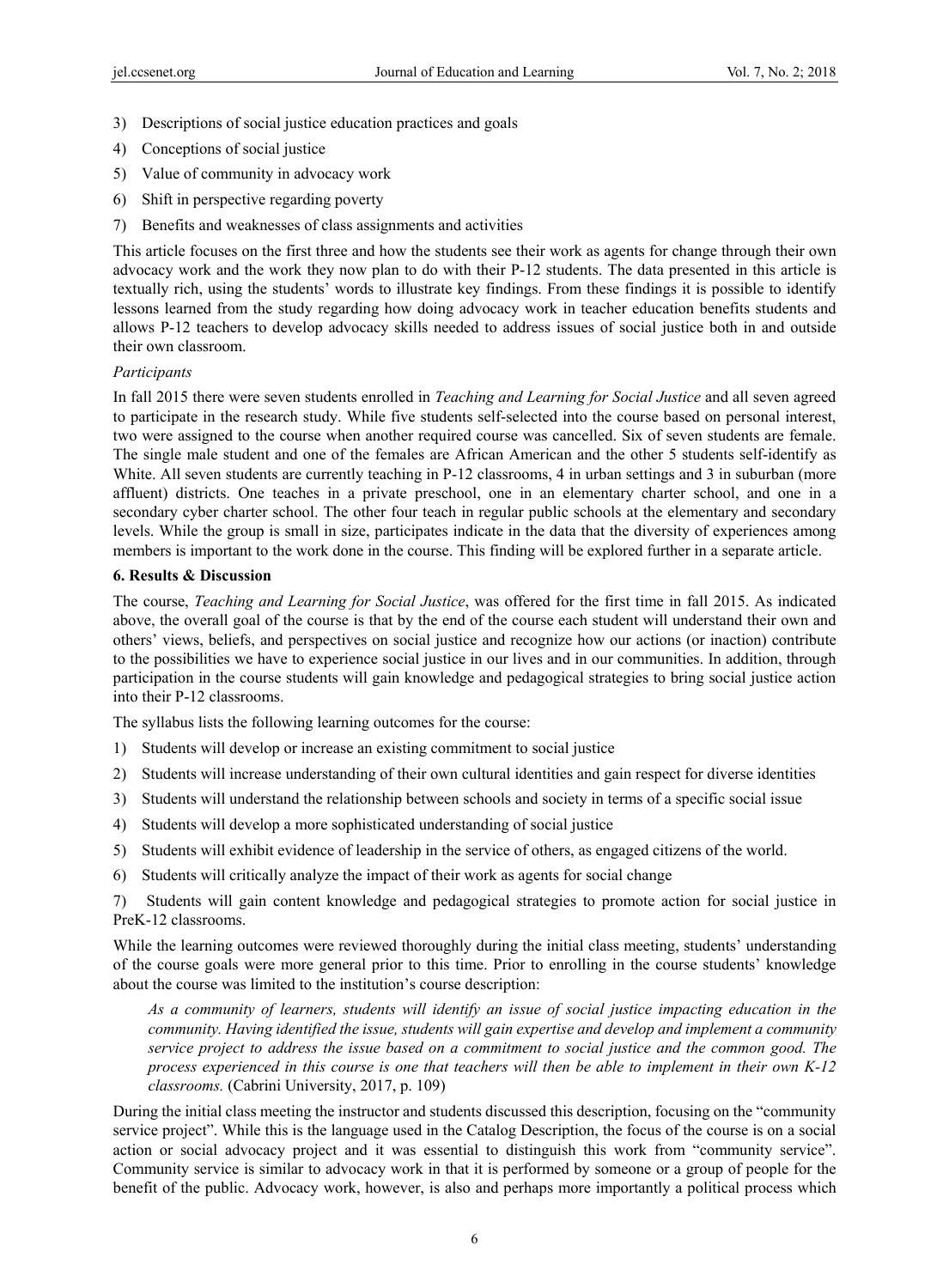3) Descriptions of social justice education practices and goals
4) Conceptions of social justice
5) Value of community in advocacy work
6) Shift in perspective regarding poverty
7) Benefits and weaknesses of class assignments and activities

This article focuses on the first three and how the students see their work as agents for change through their own advocacy work and the work they now plan to do with their P-12 students. The data presented in this article is textually rich, using the students' words to illustrate key findings. From these findings it is possible to identify lessons learned from the study regarding how doing advocacy work in teacher education benefits students and allows P-12 teachers to develop advocacy skills needed to address issues of social justice both in and outside their own classroom.

*Participants*

In fall 2015 there were seven students enrolled in *Teaching and Learning for Social Justice* and all seven agreed to participate in the research study. While five students self-selected into the course based on personal interest, two were assigned to the course when another required course was cancelled. Six of seven students are female. The single male student and one of the females are African American and the other 5 students self-identify as White. All seven students are currently teaching in P-12 classrooms, 4 in urban settings and 3 in suburban (more affluent) districts. One teaches in a private preschool, one in an elementary charter school, and one in a secondary cyber charter school. The other four teach in regular public schools at the elementary and secondary levels. While the group is small in size, participates indicate in the data that the diversity of experiences among members is important to the work done in the course. This finding will be explored further in a separate article.

## 6. Results & Discussion

The course, *Teaching and Learning for Social Justice*, was offered for the first time in fall 2015. As indicated above, the overall goal of the course is that by the end of the course each student will understand their own and others' views, beliefs, and perspectives on social justice and recognize how our actions (or inaction) contribute to the possibilities we have to experience social justice in our lives and in our communities. In addition, through participation in the course students will gain knowledge and pedagogical strategies to bring social justice action into their P-12 classrooms.

The syllabus lists the following learning outcomes for the course:

1) Students will develop or increase an existing commitment to social justice
2) Students will increase understanding of their own cultural identities and gain respect for diverse identities
3) Students will understand the relationship between schools and society in terms of a specific social issue
4) Students will develop a more sophisticated understanding of social justice
5) Students will exhibit evidence of leadership in the service of others, as engaged citizens of the world.
6) Students will critically analyze the impact of their work as agents for social change
7) Students will gain content knowledge and pedagogical strategies to promote action for social justice in PreK-12 classrooms.

While the learning outcomes were reviewed thoroughly during the initial class meeting, students' understanding of the course goals were more general prior to this time. Prior to enrolling in the course students' knowledge about the course was limited to the institution's course description:

> *As a community of learners, students will identify an issue of social justice impacting education in the community. Having identified the issue, students will gain expertise and develop and implement a community service project to address the issue based on a commitment to social justice and the common good. The process experienced in this course is one that teachers will then be able to implement in their own K-12 classrooms.* (Cabrini University, 2017, p. 109)

During the initial class meeting the instructor and students discussed this description, focusing on the "community service project". While this is the language used in the Catalog Description, the focus of the course is on a social action or social advocacy project and it was essential to distinguish this work from "community service". Community service is similar to advocacy work in that it is performed by someone or a group of people for the benefit of the public. Advocacy work, however, is also and perhaps more importantly a political process which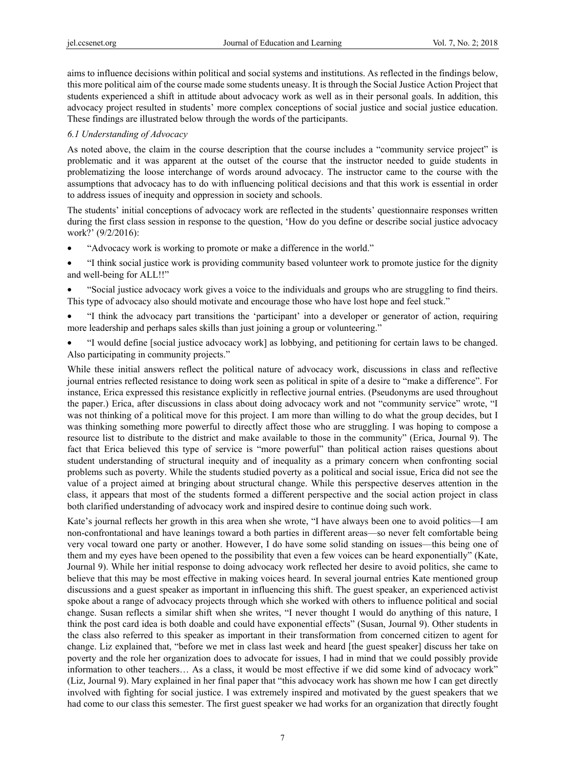aims to influence decisions within political and social systems and institutions. As reflected in the findings below, this more political aim of the course made some students uneasy. It is through the Social Justice Action Project that students experienced a shift in attitude about advocacy work as well as in their personal goals. In addition, this advocacy project resulted in students' more complex conceptions of social justice and social justice education. These findings are illustrated below through the words of the participants.

### *6.1 Understanding of Advocacy*

As noted above, the claim in the course description that the course includes a "community service project" is problematic and it was apparent at the outset of the course that the instructor needed to guide students in problematizing the loose interchange of words around advocacy. The instructor came to the course with the assumptions that advocacy has to do with influencing political decisions and that this work is essential in order to address issues of inequity and oppression in society and schools.

The students' initial conceptions of advocacy work are reflected in the students' questionnaire responses written during the first class session in response to the question, 'How do you define or describe social justice advocacy work?' (9/2/2016):

- "Advocacy work is working to promote or make a difference in the world."
- "I think social justice work is providing community based volunteer work to promote justice for the dignity and well-being for ALL!!"
- "Social justice advocacy work gives a voice to the individuals and groups who are struggling to find theirs. This type of advocacy also should motivate and encourage those who have lost hope and feel stuck."
- "I think the advocacy part transitions the 'participant' into a developer or generator of action, requiring more leadership and perhaps sales skills than just joining a group or volunteering."
- "I would define [social justice advocacy work] as lobbying, and petitioning for certain laws to be changed. Also participating in community projects."

While these initial answers reflect the political nature of advocacy work, discussions in class and reflective journal entries reflected resistance to doing work seen as political in spite of a desire to "make a difference". For instance, Erica expressed this resistance explicitly in reflective journal entries. (Pseudonyms are used throughout the paper.) Erica, after discussions in class about doing advocacy work and not "community service" wrote, "I was not thinking of a political move for this project. I am more than willing to do what the group decides, but I was thinking something more powerful to directly affect those who are struggling. I was hoping to compose a resource list to distribute to the district and make available to those in the community" (Erica, Journal 9). The fact that Erica believed this type of service is "more powerful" than political action raises questions about student understanding of structural inequity and of inequality as a primary concern when confronting social problems such as poverty. While the students studied poverty as a political and social issue, Erica did not see the value of a project aimed at bringing about structural change. While this perspective deserves attention in the class, it appears that most of the students formed a different perspective and the social action project in class both clarified understanding of advocacy work and inspired desire to continue doing such work.

Kate's journal reflects her growth in this area when she wrote, "I have always been one to avoid politics—I am non-confrontational and have leanings toward a both parties in different areas—so never felt comfortable being very vocal toward one party or another. However, I do have some solid standing on issues—this being one of them and my eyes have been opened to the possibility that even a few voices can be heard exponentially" (Kate, Journal 9). While her initial response to doing advocacy work reflected her desire to avoid politics, she came to believe that this may be most effective in making voices heard. In several journal entries Kate mentioned group discussions and a guest speaker as important in influencing this shift. The guest speaker, an experienced activist spoke about a range of advocacy projects through which she worked with others to influence political and social change. Susan reflects a similar shift when she writes, "I never thought I would do anything of this nature, I think the post card idea is both doable and could have exponential effects" (Susan, Journal 9). Other students in the class also referred to this speaker as important in their transformation from concerned citizen to agent for change. Liz explained that, "before we met in class last week and heard [the guest speaker] discuss her take on poverty and the role her organization does to advocate for issues, I had in mind that we could possibly provide information to other teachers… As a class, it would be most effective if we did some kind of advocacy work" (Liz, Journal 9). Mary explained in her final paper that "this advocacy work has shown me how I can get directly involved with fighting for social justice. I was extremely inspired and motivated by the guest speakers that we had come to our class this semester. The first guest speaker we had works for an organization that directly fought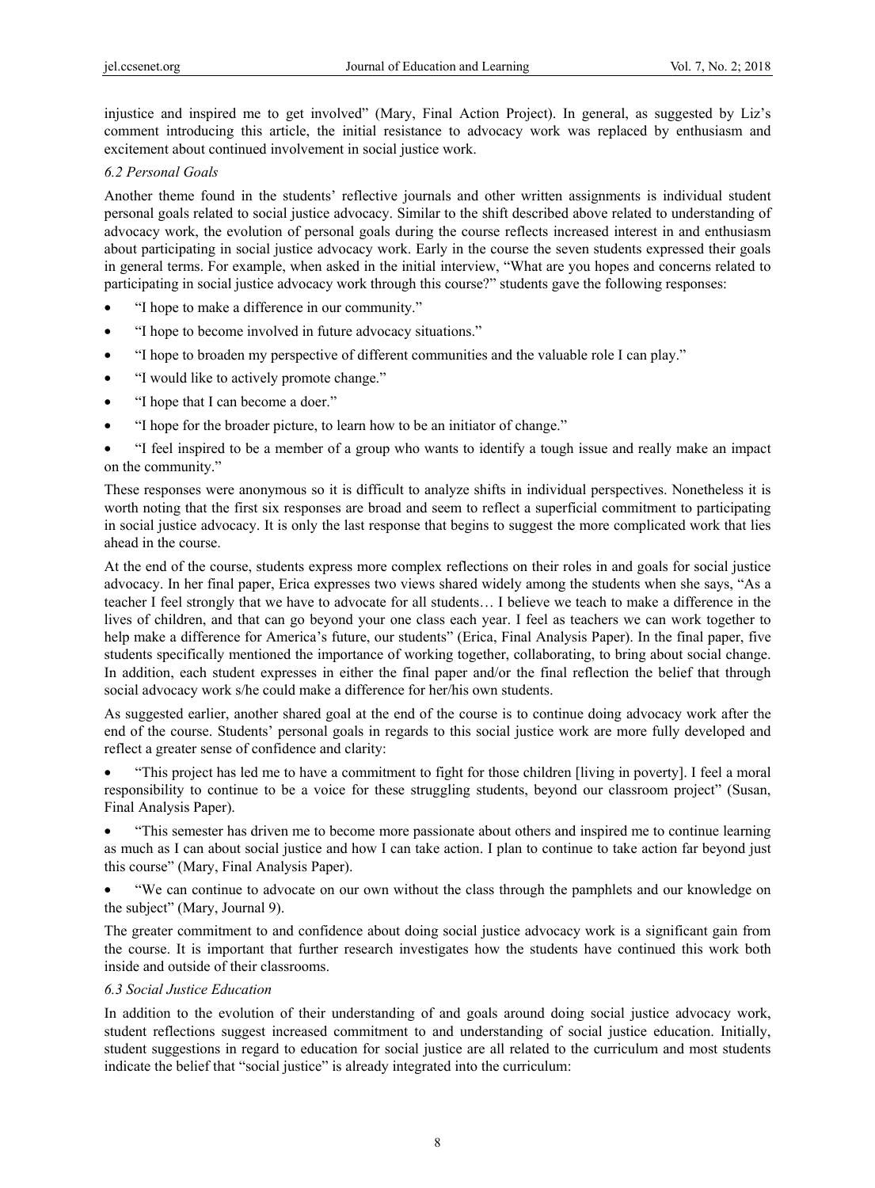injustice and inspired me to get involved" (Mary, Final Action Project). In general, as suggested by Liz's comment introducing this article, the initial resistance to advocacy work was replaced by enthusiasm and excitement about continued involvement in social justice work.

### *6.2 Personal Goals*

Another theme found in the students' reflective journals and other written assignments is individual student personal goals related to social justice advocacy. Similar to the shift described above related to understanding of advocacy work, the evolution of personal goals during the course reflects increased interest in and enthusiasm about participating in social justice advocacy work. Early in the course the seven students expressed their goals in general terms. For example, when asked in the initial interview, "What are you hopes and concerns related to participating in social justice advocacy work through this course?" students gave the following responses:

- "I hope to make a difference in our community."
- "I hope to become involved in future advocacy situations."
- "I hope to broaden my perspective of different communities and the valuable role I can play."
- "I would like to actively promote change."
- "I hope that I can become a doer."
- "I hope for the broader picture, to learn how to be an initiator of change."
- "I feel inspired to be a member of a group who wants to identify a tough issue and really make an impact on the community."

These responses were anonymous so it is difficult to analyze shifts in individual perspectives. Nonetheless it is worth noting that the first six responses are broad and seem to reflect a superficial commitment to participating in social justice advocacy. It is only the last response that begins to suggest the more complicated work that lies ahead in the course.

At the end of the course, students express more complex reflections on their roles in and goals for social justice advocacy. In her final paper, Erica expresses two views shared widely among the students when she says, "As a teacher I feel strongly that we have to advocate for all students… I believe we teach to make a difference in the lives of children, and that can go beyond your one class each year. I feel as teachers we can work together to help make a difference for America's future, our students" (Erica, Final Analysis Paper). In the final paper, five students specifically mentioned the importance of working together, collaborating, to bring about social change. In addition, each student expresses in either the final paper and/or the final reflection the belief that through social advocacy work s/he could make a difference for her/his own students.

As suggested earlier, another shared goal at the end of the course is to continue doing advocacy work after the end of the course. Students' personal goals in regards to this social justice work are more fully developed and reflect a greater sense of confidence and clarity:

- "This project has led me to have a commitment to fight for those children [living in poverty]. I feel a moral responsibility to continue to be a voice for these struggling students, beyond our classroom project" (Susan, Final Analysis Paper).
- "This semester has driven me to become more passionate about others and inspired me to continue learning as much as I can about social justice and how I can take action. I plan to continue to take action far beyond just this course" (Mary, Final Analysis Paper).
- "We can continue to advocate on our own without the class through the pamphlets and our knowledge on the subject" (Mary, Journal 9).

The greater commitment to and confidence about doing social justice advocacy work is a significant gain from the course. It is important that further research investigates how the students have continued this work both inside and outside of their classrooms.

### *6.3 Social Justice Education*

In addition to the evolution of their understanding of and goals around doing social justice advocacy work, student reflections suggest increased commitment to and understanding of social justice education. Initially, student suggestions in regard to education for social justice are all related to the curriculum and most students indicate the belief that "social justice" is already integrated into the curriculum: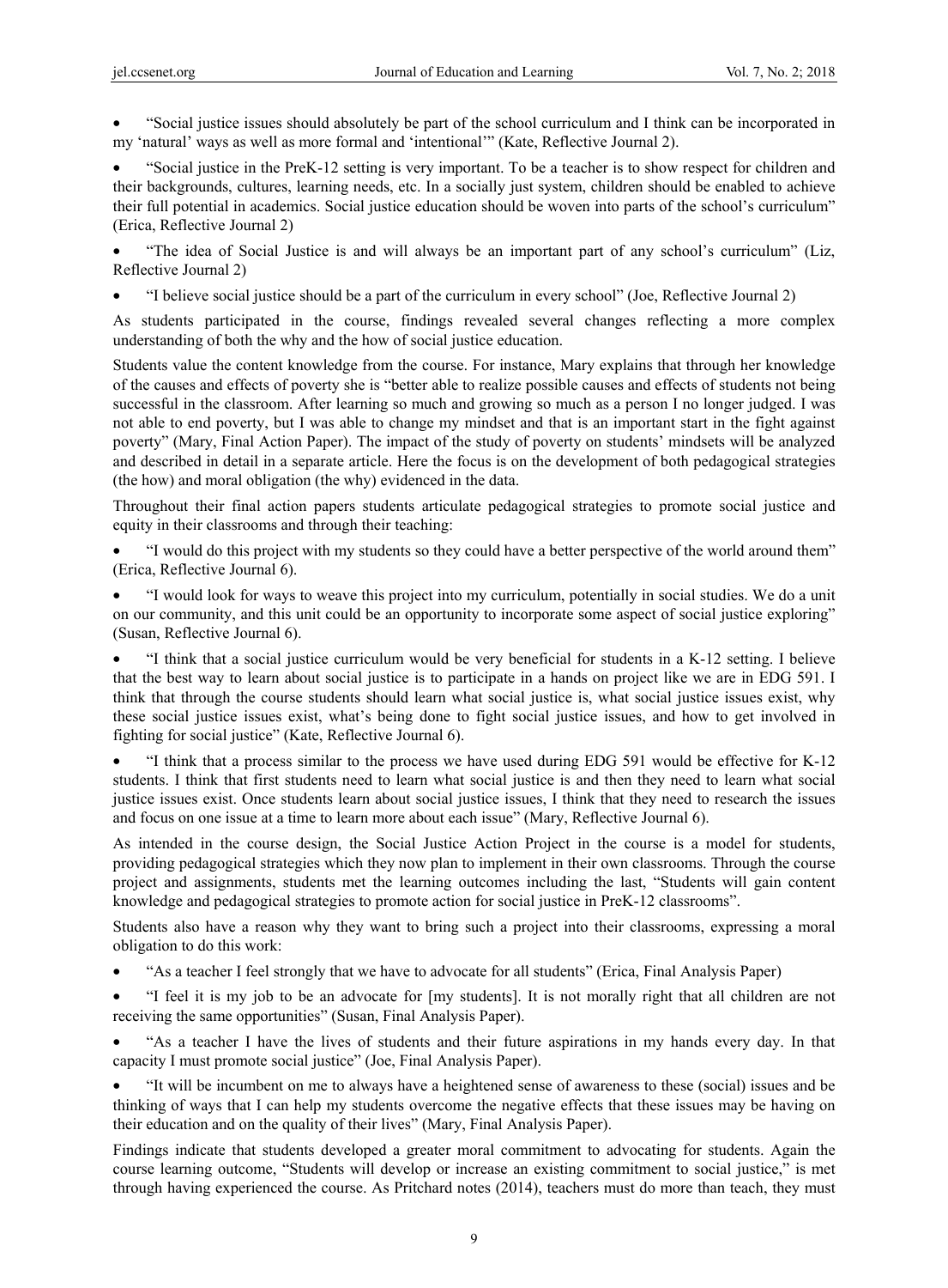- "Social justice issues should absolutely be part of the school curriculum and I think can be incorporated in my 'natural' ways as well as more formal and 'intentional'" (Kate, Reflective Journal 2).

- "Social justice in the PreK-12 setting is very important. To be a teacher is to show respect for children and their backgrounds, cultures, learning needs, etc. In a socially just system, children should be enabled to achieve their full potential in academics. Social justice education should be woven into parts of the school's curriculum" (Erica, Reflective Journal 2)

- "The idea of Social Justice is and will always be an important part of any school's curriculum" (Liz, Reflective Journal 2)

- "I believe social justice should be a part of the curriculum in every school" (Joe, Reflective Journal 2)

As students participated in the course, findings revealed several changes reflecting a more complex understanding of both the why and the how of social justice education.

Students value the content knowledge from the course. For instance, Mary explains that through her knowledge of the causes and effects of poverty she is "better able to realize possible causes and effects of students not being successful in the classroom. After learning so much and growing so much as a person I no longer judged. I was not able to end poverty, but I was able to change my mindset and that is an important start in the fight against poverty" (Mary, Final Action Paper). The impact of the study of poverty on students' mindsets will be analyzed and described in detail in a separate article. Here the focus is on the development of both pedagogical strategies (the how) and moral obligation (the why) evidenced in the data.

Throughout their final action papers students articulate pedagogical strategies to promote social justice and equity in their classrooms and through their teaching:

- "I would do this project with my students so they could have a better perspective of the world around them" (Erica, Reflective Journal 6).

- "I would look for ways to weave this project into my curriculum, potentially in social studies. We do a unit on our community, and this unit could be an opportunity to incorporate some aspect of social justice exploring" (Susan, Reflective Journal 6).

- "I think that a social justice curriculum would be very beneficial for students in a K-12 setting. I believe that the best way to learn about social justice is to participate in a hands on project like we are in EDG 591. I think that through the course students should learn what social justice is, what social justice issues exist, why these social justice issues exist, what's being done to fight social justice issues, and how to get involved in fighting for social justice" (Kate, Reflective Journal 6).

- "I think that a process similar to the process we have used during EDG 591 would be effective for K-12 students. I think that first students need to learn what social justice is and then they need to learn what social justice issues exist. Once students learn about social justice issues, I think that they need to research the issues and focus on one issue at a time to learn more about each issue" (Mary, Reflective Journal 6).

As intended in the course design, the Social Justice Action Project in the course is a model for students, providing pedagogical strategies which they now plan to implement in their own classrooms. Through the course project and assignments, students met the learning outcomes including the last, "Students will gain content knowledge and pedagogical strategies to promote action for social justice in PreK-12 classrooms".

Students also have a reason why they want to bring such a project into their classrooms, expressing a moral obligation to do this work:

- "As a teacher I feel strongly that we have to advocate for all students" (Erica, Final Analysis Paper)

- "I feel it is my job to be an advocate for [my students]. It is not morally right that all children are not receiving the same opportunities" (Susan, Final Analysis Paper).

- "As a teacher I have the lives of students and their future aspirations in my hands every day. In that capacity I must promote social justice" (Joe, Final Analysis Paper).

- "It will be incumbent on me to always have a heightened sense of awareness to these (social) issues and be thinking of ways that I can help my students overcome the negative effects that these issues may be having on their education and on the quality of their lives" (Mary, Final Analysis Paper).

Findings indicate that students developed a greater moral commitment to advocating for students. Again the course learning outcome, "Students will develop or increase an existing commitment to social justice," is met through having experienced the course. As Pritchard notes (2014), teachers must do more than teach, they must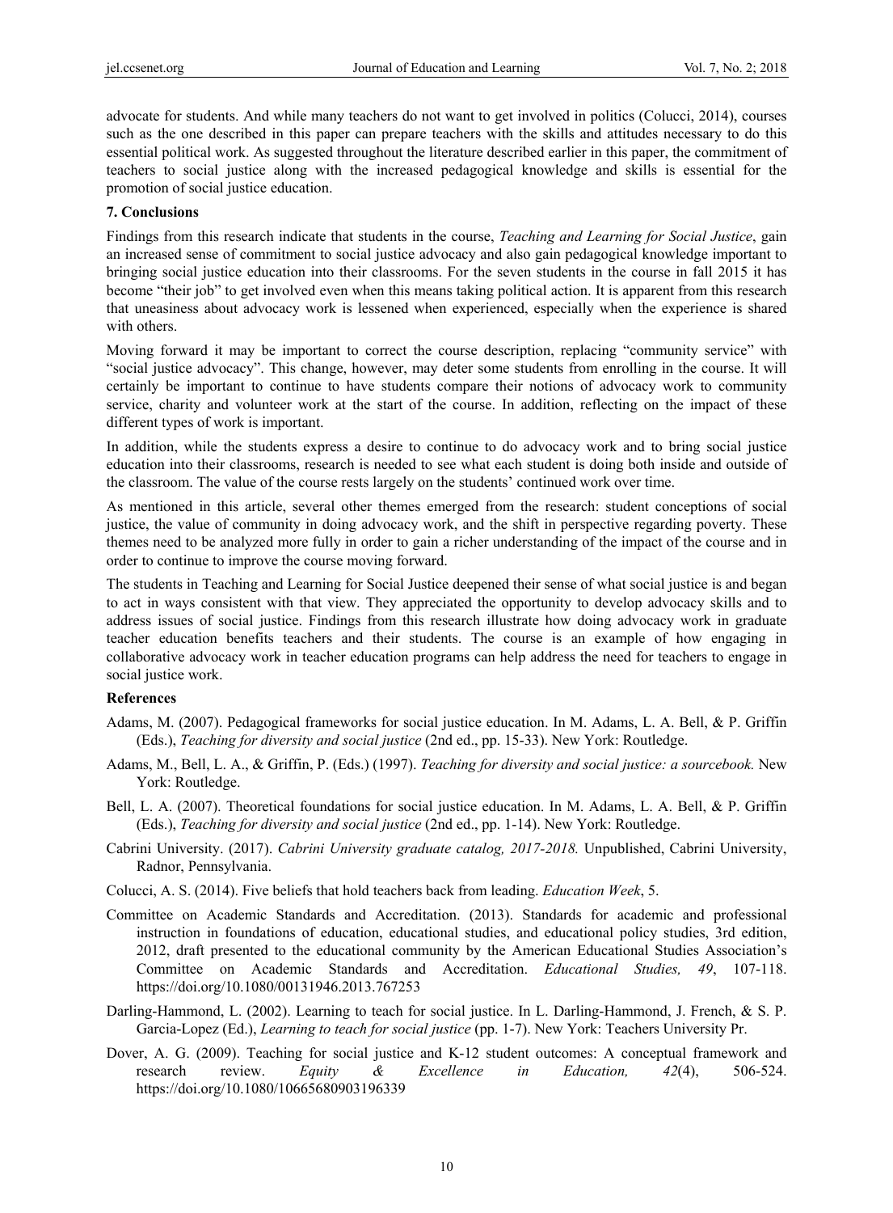advocate for students. And while many teachers do not want to get involved in politics (Colucci, 2014), courses such as the one described in this paper can prepare teachers with the skills and attitudes necessary to do this essential political work. As suggested throughout the literature described earlier in this paper, the commitment of teachers to social justice along with the increased pedagogical knowledge and skills is essential for the promotion of social justice education.

**7. Conclusions**

Findings from this research indicate that students in the course, *Teaching and Learning for Social Justice*, gain an increased sense of commitment to social justice advocacy and also gain pedagogical knowledge important to bringing social justice education into their classrooms. For the seven students in the course in fall 2015 it has become "their job" to get involved even when this means taking political action. It is apparent from this research that uneasiness about advocacy work is lessened when experienced, especially when the experience is shared with others.

Moving forward it may be important to correct the course description, replacing "community service" with "social justice advocacy". This change, however, may deter some students from enrolling in the course. It will certainly be important to continue to have students compare their notions of advocacy work to community service, charity and volunteer work at the start of the course. In addition, reflecting on the impact of these different types of work is important.

In addition, while the students express a desire to continue to do advocacy work and to bring social justice education into their classrooms, research is needed to see what each student is doing both inside and outside of the classroom. The value of the course rests largely on the students' continued work over time.

As mentioned in this article, several other themes emerged from the research: student conceptions of social justice, the value of community in doing advocacy work, and the shift in perspective regarding poverty. These themes need to be analyzed more fully in order to gain a richer understanding of the impact of the course and in order to continue to improve the course moving forward.

The students in Teaching and Learning for Social Justice deepened their sense of what social justice is and began to act in ways consistent with that view. They appreciated the opportunity to develop advocacy skills and to address issues of social justice. Findings from this research illustrate how doing advocacy work in graduate teacher education benefits teachers and their students. The course is an example of how engaging in collaborative advocacy work in teacher education programs can help address the need for teachers to engage in social justice work.

**References**

Adams, M. (2007). Pedagogical frameworks for social justice education. In M. Adams, L. A. Bell, & P. Griffin (Eds.), *Teaching for diversity and social justice* (2nd ed., pp. 15-33). New York: Routledge.

Adams, M., Bell, L. A., & Griffin, P. (Eds.) (1997). *Teaching for diversity and social justice: a sourcebook.* New York: Routledge.

Bell, L. A. (2007). Theoretical foundations for social justice education. In M. Adams, L. A. Bell, & P. Griffin (Eds.), *Teaching for diversity and social justice* (2nd ed., pp. 1-14). New York: Routledge.

Cabrini University. (2017). *Cabrini University graduate catalog, 2017-2018.* Unpublished, Cabrini University, Radnor, Pennsylvania.

Colucci, A. S. (2014). Five beliefs that hold teachers back from leading. *Education Week*, 5.

Committee on Academic Standards and Accreditation. (2013). Standards for academic and professional instruction in foundations of education, educational studies, and educational policy studies, 3rd edition, 2012, draft presented to the educational community by the American Educational Studies Association's Committee on Academic Standards and Accreditation. *Educational Studies, 49*, 107-118. https://doi.org/10.1080/00131946.2013.767253

Darling-Hammond, L. (2002). Learning to teach for social justice. In L. Darling-Hammond, J. French, & S. P. Garcia-Lopez (Ed.), *Learning to teach for social justice* (pp. 1-7). New York: Teachers University Pr.

Dover, A. G. (2009). Teaching for social justice and K-12 student outcomes: A conceptual framework and research review. *Equity & Excellence in Education, 42*(4), 506-524. https://doi.org/10.1080/10665680903196339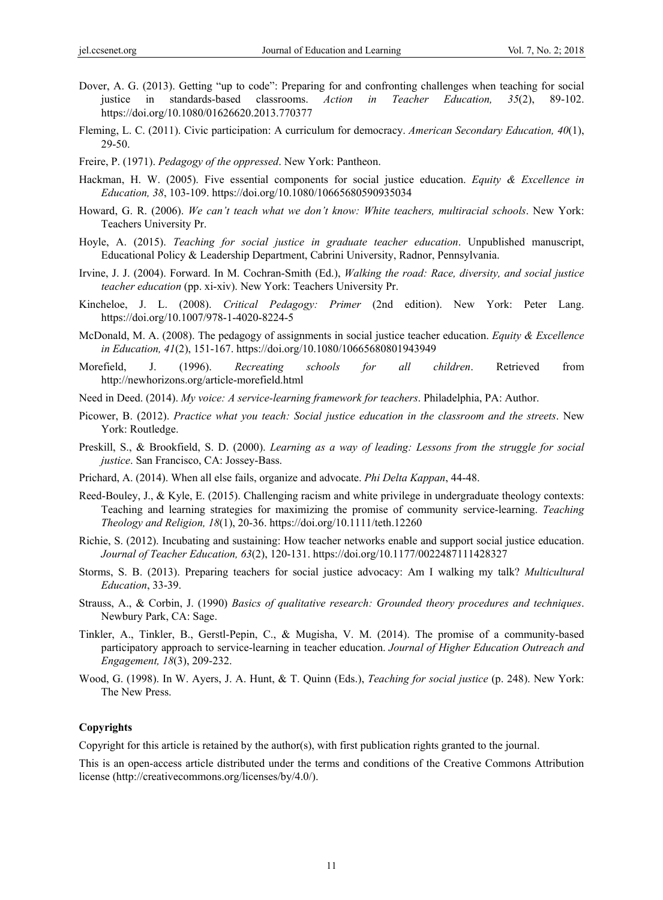Dover, A. G. (2013). Getting "up to code": Preparing for and confronting challenges when teaching for social justice in standards-based classrooms. *Action in Teacher Education, 35*(2), 89-102. https://doi.org/10.1080/01626620.2013.770377

Fleming, L. C. (2011). Civic participation: A curriculum for democracy. *American Secondary Education, 40*(1), 29-50.

Freire, P. (1971). *Pedagogy of the oppressed*. New York: Pantheon.

Hackman, H. W. (2005). Five essential components for social justice education. *Equity & Excellence in Education, 38*, 103-109. https://doi.org/10.1080/10665680590935034

Howard, G. R. (2006). *We can't teach what we don't know: White teachers, multiracial schools*. New York: Teachers University Pr.

Hoyle, A. (2015). *Teaching for social justice in graduate teacher education*. Unpublished manuscript, Educational Policy & Leadership Department, Cabrini University, Radnor, Pennsylvania.

Irvine, J. J. (2004). Forward. In M. Cochran-Smith (Ed.), *Walking the road: Race, diversity, and social justice teacher education* (pp. xi-xiv). New York: Teachers University Pr.

Kincheloe, J. L. (2008). *Critical Pedagogy: Primer* (2nd edition). New York: Peter Lang. https://doi.org/10.1007/978-1-4020-8224-5

McDonald, M. A. (2008). The pedagogy of assignments in social justice teacher education. *Equity & Excellence in Education, 41*(2), 151-167. https://doi.org/10.1080/10665680801943949

Morefield, J. (1996). *Recreating schools for all children*. Retrieved from http://newhorizons.org/article-morefield.html

Need in Deed. (2014). *My voice: A service-learning framework for teachers*. Philadelphia, PA: Author.

Picower, B. (2012). *Practice what you teach: Social justice education in the classroom and the streets*. New York: Routledge.

Preskill, S., & Brookfield, S. D. (2000). *Learning as a way of leading: Lessons from the struggle for social justice*. San Francisco, CA: Jossey-Bass.

Prichard, A. (2014). When all else fails, organize and advocate. *Phi Delta Kappan*, 44-48.

Reed-Bouley, J., & Kyle, E. (2015). Challenging racism and white privilege in undergraduate theology contexts: Teaching and learning strategies for maximizing the promise of community service-learning. *Teaching Theology and Religion, 18*(1), 20-36. https://doi.org/10.1111/teth.12260

Richie, S. (2012). Incubating and sustaining: How teacher networks enable and support social justice education. *Journal of Teacher Education, 63*(2), 120-131. https://doi.org/10.1177/0022487111428327

Storms, S. B. (2013). Preparing teachers for social justice advocacy: Am I walking my talk? *Multicultural Education*, 33-39.

Strauss, A., & Corbin, J. (1990) *Basics of qualitative research: Grounded theory procedures and techniques*. Newbury Park, CA: Sage.

Tinkler, A., Tinkler, B., Gerstl-Pepin, C., & Mugisha, V. M. (2014). The promise of a community-based participatory approach to service-learning in teacher education. *Journal of Higher Education Outreach and Engagement, 18*(3), 209-232.

Wood, G. (1998). In W. Ayers, J. A. Hunt, & T. Quinn (Eds.), *Teaching for social justice* (p. 248). New York: The New Press.

**Copyrights**

Copyright for this article is retained by the author(s), with first publication rights granted to the journal.

This is an open-access article distributed under the terms and conditions of the Creative Commons Attribution license (http://creativecommons.org/licenses/by/4.0/).